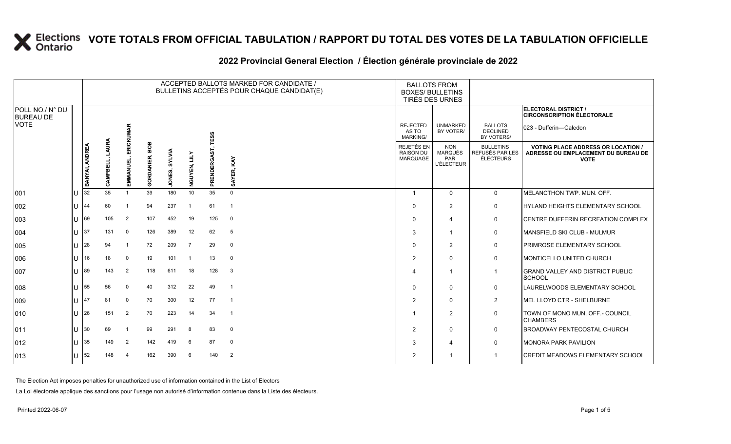# VOTE TOTALS FROM OFFICIAL TABULATION / RAPPORT DU TOTAL DES VOTES DE LA TABULATION OFFICIELLE

## 2022 Provincial General Election / Élection générale provinciale de 2022

ELECTORAL DISTRICT / CIRCONSCRIPTION ÉLECTORALE: 023 - Dufferin—Caledon

| POLL NO./ N° DU BUREAU DE VOTE | | ACCEPTED BALLOTS MARKED FOR CANDIDATE / BULLETINS ACCEPTÉS POUR CHAQUE CANDIDAT(E) | | | | | | | | BALLOTS FROM BOXES/ BULLETINS TIRÉS DES URNES | | | |
|---|---|---|---|---|---|---|---|---|---|---|---|---|---|
| | | BANYAI, ANDREA | CAMPBELL, LAURA | EMMANUEL, ERICKUMAR | GORDANIER, BOB | JONES, SYLVIA | NGUYEN, LILY | PRENDERGAST, TESS | SAYER, KAY | REJECTED AS TO MARKING/ REJETÉS EN RAISON DU MARQUAGE | UNMARKED BY VOTER/ NON MARQUÉS PAR L'ÉLECTEUR | BALLOTS DECLINED BY VOTERS/ BULLETINS REFUSÉS PAR LES ÉLECTEURS | VOTING PLACE ADDRESS OR LOCATION / ADRESSE OU EMPLACEMENT DU BUREAU DE VOTE |
| 001 | U | 32 | 35 | 1 | 39 | 180 | 10 | 35 | 0 | 1 | 0 | 0 | MELANCTHON TWP. MUN. OFF. |
| 002 | U | 44 | 60 | 1 | 94 | 237 | 1 | 61 | 1 | 0 | 2 | 0 | HYLAND HEIGHTS ELEMENTARY SCHOOL |
| 003 | U | 69 | 105 | 2 | 107 | 452 | 19 | 125 | 0 | 0 | 4 | 0 | CENTRE DUFFERIN RECREATION COMPLEX |
| 004 | U | 37 | 131 | 0 | 126 | 389 | 12 | 62 | 5 | 3 | 1 | 0 | MANSFIELD SKI CLUB - MULMUR |
| 005 | U | 28 | 94 | 1 | 72 | 209 | 7 | 29 | 0 | 0 | 2 | 0 | PRIMROSE ELEMENTARY SCHOOL |
| 006 | U | 16 | 18 | 0 | 19 | 101 | 1 | 13 | 0 | 2 | 0 | 0 | MONTICELLO UNITED CHURCH |
| 007 | U | 89 | 143 | 2 | 118 | 611 | 18 | 128 | 3 | 4 | 1 | 1 | GRAND VALLEY AND DISTRICT PUBLIC SCHOOL |
| 008 | U | 55 | 56 | 0 | 40 | 312 | 22 | 49 | 1 | 0 | 0 | 0 | LAURELWOODS ELEMENTARY SCHOOL |
| 009 | U | 47 | 81 | 0 | 70 | 300 | 12 | 77 | 1 | 2 | 0 | 2 | MEL LLOYD CTR - SHELBURNE |
| 010 | U | 26 | 151 | 2 | 70 | 223 | 14 | 34 | 1 | 1 | 2 | 0 | TOWN OF MONO MUN. OFF.- COUNCIL CHAMBERS |
| 011 | U | 30 | 69 | 1 | 99 | 291 | 8 | 83 | 0 | 2 | 0 | 0 | BROADWAY PENTECOSTAL CHURCH |
| 012 | U | 35 | 149 | 2 | 142 | 419 | 6 | 87 | 0 | 3 | 4 | 0 | MONORA PARK PAVILION |
| 013 | U | 52 | 148 | 4 | 162 | 390 | 6 | 140 | 2 | 2 | 1 | 1 | CREDIT MEADOWS ELEMENTARY SCHOOL |

The Election Act imposes penalties for unauthorized use of information contained in the List of Electors

La Loi électorale applique des sanctions pour l'usage non autorisé d'information contenue dans la Liste des électeurs.

Printed 2022-06-07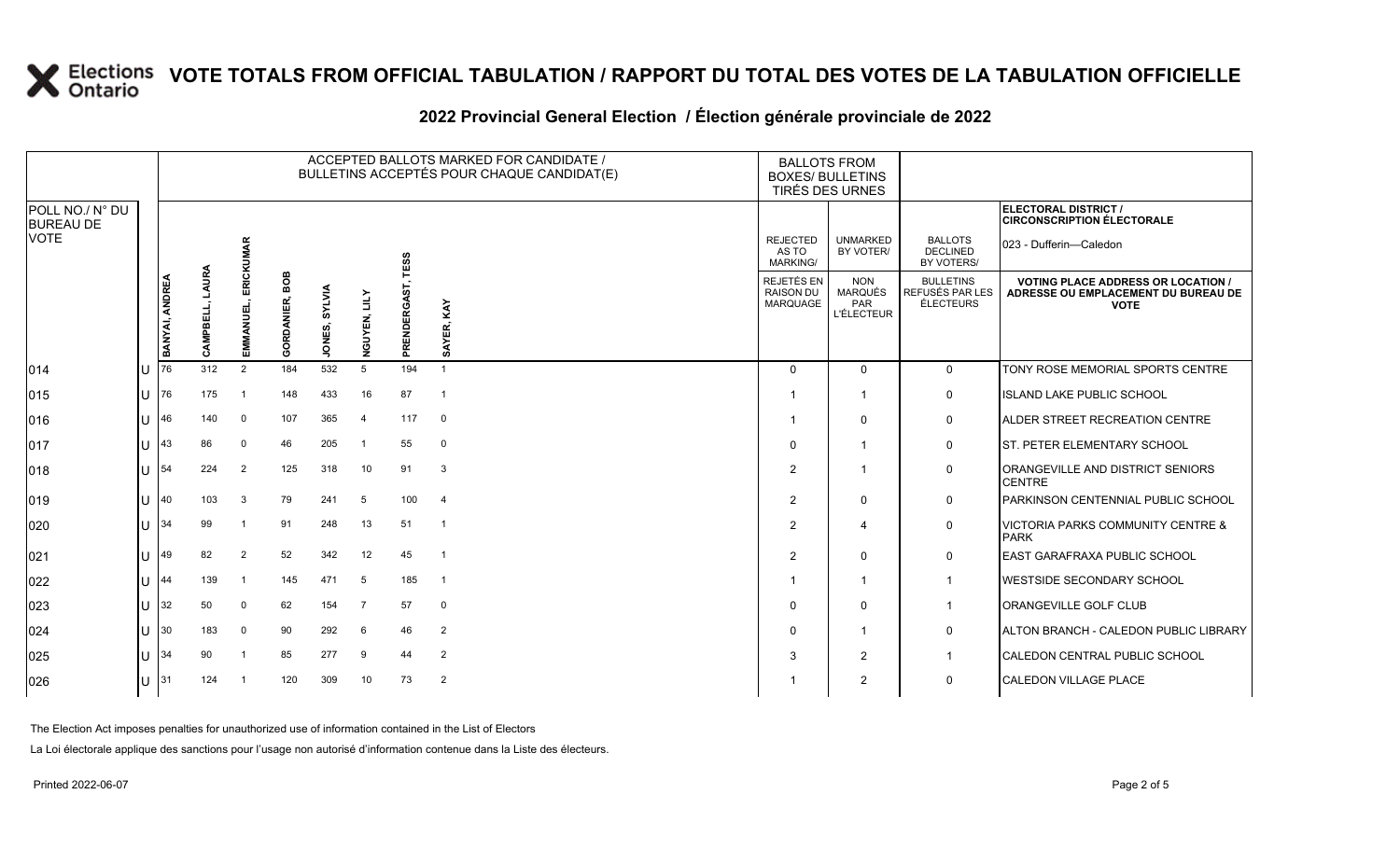# VOTE TOTALS FROM OFFICIAL TABULATION / RAPPORT DU TOTAL DES VOTES DE LA TABULATION OFFICIELLE

## 2022 Provincial General Election / Élection générale provinciale de 2022

ELECTORAL DISTRICT / CIRCONSCRIPTION ÉLECTORALE: 023 - Dufferin—Caledon

| POLL NO./ N° DU BUREAU DE VOTE | | ACCEPTED BALLOTS MARKED FOR CANDIDATE / BULLETINS ACCEPTÉS POUR CHAQUE CANDIDAT(E) | | | | | | | | BALLOTS FROM BOXES/ BULLETINS TIRÉS DES URNES | | | |
|---|---|---|---|---|---|---|---|---|---|---|---|---|---|
| | | BANYAI, ANDREA | CAMPBELL, LAURA | EMMANUEL, ERICKUMAR | GORDANIER, BOB | JONES, SYLVIA | NGUYEN, LILY | PRENDERGAST, TESS | SAYER, KAY | REJECTED AS TO MARKING/ REJETÉS EN RAISON DU MARQUAGE | UNMARKED BY VOTER/ NON MARQUÉS PAR L'ÉLECTEUR | BALLOTS DECLINED BY VOTERS/ BULLETINS REFUSÉS PAR LES ÉLECTEURS | VOTING PLACE ADDRESS OR LOCATION / ADRESSE OU EMPLACEMENT DU BUREAU DE VOTE |
| 014 | U | 76 | 312 | 2 | 184 | 532 | 5 | 194 | 1 | 0 | 0 | 0 | TONY ROSE MEMORIAL SPORTS CENTRE |
| 015 | U | 76 | 175 | 1 | 148 | 433 | 16 | 87 | 1 | 1 | 1 | 0 | ISLAND LAKE PUBLIC SCHOOL |
| 016 | U | 46 | 140 | 0 | 107 | 365 | 4 | 117 | 0 | 1 | 0 | 0 | ALDER STREET RECREATION CENTRE |
| 017 | U | 43 | 86 | 0 | 46 | 205 | 1 | 55 | 0 | 0 | 1 | 0 | ST. PETER ELEMENTARY SCHOOL |
| 018 | U | 54 | 224 | 2 | 125 | 318 | 10 | 91 | 3 | 2 | 1 | 0 | ORANGEVILLE AND DISTRICT SENIORS CENTRE |
| 019 | U | 40 | 103 | 3 | 79 | 241 | 5 | 100 | 4 | 2 | 0 | 0 | PARKINSON CENTENNIAL PUBLIC SCHOOL |
| 020 | U | 34 | 99 | 1 | 91 | 248 | 13 | 51 | 1 | 2 | 4 | 0 | VICTORIA PARKS COMMUNITY CENTRE & PARK |
| 021 | U | 49 | 82 | 2 | 52 | 342 | 12 | 45 | 1 | 2 | 0 | 0 | EAST GARAFRAXA PUBLIC SCHOOL |
| 022 | U | 44 | 139 | 1 | 145 | 471 | 5 | 185 | 1 | 1 | 1 | 1 | WESTSIDE SECONDARY SCHOOL |
| 023 | U | 32 | 50 | 0 | 62 | 154 | 7 | 57 | 0 | 0 | 0 | 1 | ORANGEVILLE GOLF CLUB |
| 024 | U | 30 | 183 | 0 | 90 | 292 | 6 | 46 | 2 | 0 | 1 | 0 | ALTON BRANCH - CALEDON PUBLIC LIBRARY |
| 025 | U | 34 | 90 | 1 | 85 | 277 | 9 | 44 | 2 | 3 | 2 | 1 | CALEDON CENTRAL PUBLIC SCHOOL |
| 026 | U | 31 | 124 | 1 | 120 | 309 | 10 | 73 | 2 | 1 | 2 | 0 | CALEDON VILLAGE PLACE |

The Election Act imposes penalties for unauthorized use of information contained in the List of Electors

La Loi électorale applique des sanctions pour l'usage non autorisé d'information contenue dans la Liste des électeurs.

Printed 2022-06-07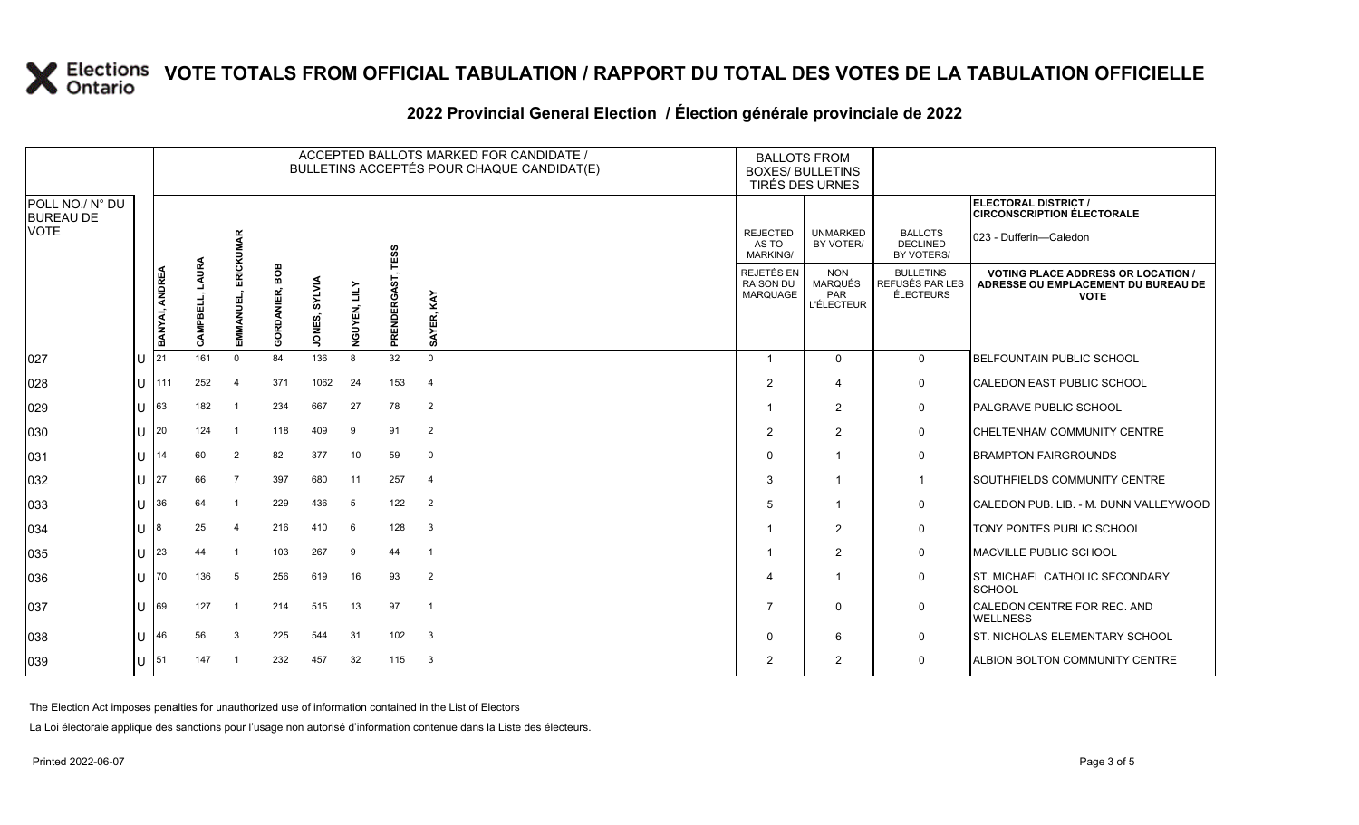# VOTE TOTALS FROM OFFICIAL TABULATION / RAPPORT DU TOTAL DES VOTES DE LA TABULATION OFFICIELLE

## 2022 Provincial General Election / Élection générale provinciale de 2022

ELECTORAL DISTRICT / CIRCONSCRIPTION ÉLECTORALE: 023 - Dufferin—Caledon

| POLL NO./ N° DU BUREAU DE VOTE | | ACCEPTED BALLOTS MARKED FOR CANDIDATE / BULLETINS ACCEPTÉS POUR CHAQUE CANDIDAT(E) | | | | | | | | BALLOTS FROM BOXES/ BULLETINS TIRÉS DES URNES | | | |
|---|---|---|---|---|---|---|---|---|---|---|---|---|---|
| | | BANYAI, ANDREA | CAMPBELL, LAURA | EMMANUEL, ERICKUMAR | GORDANIER, BOB | JONES, SYLVIA | NGUYEN, LILY | PRENDERGAST, TESS | SAYER, KAY | REJECTED AS TO MARKING/ REJETÉS EN RAISON DU MARQUAGE | UNMARKED BY VOTER/ NON MARQUÉS PAR L'ÉLECTEUR | BALLOTS DECLINED BY VOTERS/ BULLETINS REFUSÉS PAR LES ÉLECTEURS | VOTING PLACE ADDRESS OR LOCATION / ADRESSE OU EMPLACEMENT DU BUREAU DE VOTE |
| 027 | U | 21 | 161 | 0 | 84 | 136 | 8 | 32 | 0 | 1 | 0 | 0 | BELFOUNTAIN PUBLIC SCHOOL |
| 028 | U | 111 | 252 | 4 | 371 | 1062 | 24 | 153 | 4 | 2 | 4 | 0 | CALEDON EAST PUBLIC SCHOOL |
| 029 | U | 63 | 182 | 1 | 234 | 667 | 27 | 78 | 2 | 1 | 2 | 0 | PALGRAVE PUBLIC SCHOOL |
| 030 | U | 20 | 124 | 1 | 118 | 409 | 9 | 91 | 2 | 2 | 2 | 0 | CHELTENHAM COMMUNITY CENTRE |
| 031 | U | 14 | 60 | 2 | 82 | 377 | 10 | 59 | 0 | 0 | 1 | 0 | BRAMPTON FAIRGROUNDS |
| 032 | U | 27 | 66 | 7 | 397 | 680 | 11 | 257 | 4 | 3 | 1 | 1 | SOUTHFIELDS COMMUNITY CENTRE |
| 033 | U | 36 | 64 | 1 | 229 | 436 | 5 | 122 | 2 | 5 | 1 | 0 | CALEDON PUB. LIB. - M. DUNN VALLEYWOOD |
| 034 | U | 8 | 25 | 4 | 216 | 410 | 6 | 128 | 3 | 1 | 2 | 0 | TONY PONTES PUBLIC SCHOOL |
| 035 | U | 23 | 44 | 1 | 103 | 267 | 9 | 44 | 1 | 1 | 2 | 0 | MACVILLE PUBLIC SCHOOL |
| 036 | U | 70 | 136 | 5 | 256 | 619 | 16 | 93 | 2 | 4 | 1 | 0 | ST. MICHAEL CATHOLIC SECONDARY SCHOOL |
| 037 | U | 69 | 127 | 1 | 214 | 515 | 13 | 97 | 1 | 7 | 0 | 0 | CALEDON CENTRE FOR REC. AND WELLNESS |
| 038 | U | 46 | 56 | 3 | 225 | 544 | 31 | 102 | 3 | 0 | 6 | 0 | ST. NICHOLAS ELEMENTARY SCHOOL |
| 039 | U | 51 | 147 | 1 | 232 | 457 | 32 | 115 | 3 | 2 | 2 | 0 | ALBION BOLTON COMMUNITY CENTRE |

The Election Act imposes penalties for unauthorized use of information contained in the List of Electors

La Loi électorale applique des sanctions pour l'usage non autorisé d'information contenue dans la Liste des électeurs.

Printed 2022-06-07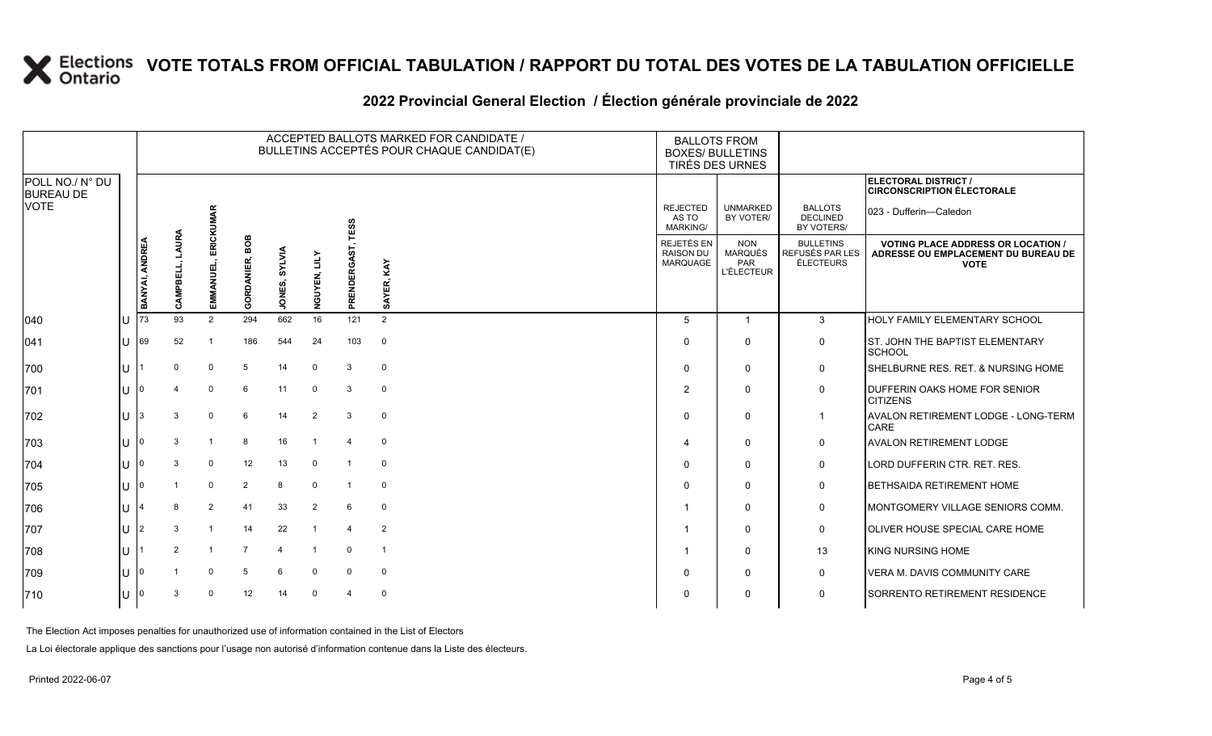# VOTE TOTALS FROM OFFICIAL TABULATION / RAPPORT DU TOTAL DES VOTES DE LA TABULATION OFFICIELLE

## 2022 Provincial General Election / Élection générale provinciale de 2022

ELECTORAL DISTRICT / CIRCONSCRIPTION ÉLECTORALE: 023 - Dufferin—Caledon

| POLL NO./ N° DU BUREAU DE VOTE | | ACCEPTED BALLOTS MARKED FOR CANDIDATE / BULLETINS ACCEPTÉS POUR CHAQUE CANDIDAT(E) | | | | | | | | BALLOTS FROM BOXES/ BULLETINS TIRÉS DES URNES | | | |
|---|---|---|---|---|---|---|---|---|---|---|---|---|---|
| | | BANYAI, ANDREA | CAMPBELL, LAURA | EMMANUEL, ERICKUMAR | GORDANIER, BOB | JONES, SYLVIA | NGUYEN, LILY | PRENDERGAST, TESS | SAYER, KAY | REJECTED AS TO MARKING/ REJETÉS EN RAISON DU MARQUAGE | UNMARKED BY VOTER/ NON MARQUÉS PAR L'ÉLECTEUR | BALLOTS DECLINED BY VOTERS/ BULLETINS REFUSÉS PAR LES ÉLECTEURS | VOTING PLACE ADDRESS OR LOCATION / ADRESSE OU EMPLACEMENT DU BUREAU DE VOTE |
| 040 | U | 73 | 93 | 2 | 294 | 662 | 16 | 121 | 2 | 5 | 1 | 3 | HOLY FAMILY ELEMENTARY SCHOOL |
| 041 | U | 69 | 52 | 1 | 186 | 544 | 24 | 103 | 0 | 0 | 0 | 0 | ST. JOHN THE BAPTIST ELEMENTARY SCHOOL |
| 700 | U | 1 | 0 | 0 | 5 | 14 | 0 | 3 | 0 | 0 | 0 | 0 | SHELBURNE RES. RET. & NURSING HOME |
| 701 | U | 0 | 4 | 0 | 6 | 11 | 0 | 3 | 0 | 2 | 0 | 0 | DUFFERIN OAKS HOME FOR SENIOR CITIZENS |
| 702 | U | 3 | 3 | 0 | 6 | 14 | 2 | 3 | 0 | 0 | 0 | 1 | AVALON RETIREMENT LODGE - LONG-TERM CARE |
| 703 | U | 0 | 3 | 1 | 8 | 16 | 1 | 4 | 0 | 4 | 0 | 0 | AVALON RETIREMENT LODGE |
| 704 | U | 0 | 3 | 0 | 12 | 13 | 0 | 1 | 0 | 0 | 0 | 0 | LORD DUFFERIN CTR. RET. RES. |
| 705 | U | 0 | 1 | 0 | 2 | 8 | 0 | 1 | 0 | 0 | 0 | 0 | BETHSAIDA RETIREMENT HOME |
| 706 | U | 4 | 8 | 2 | 41 | 33 | 2 | 6 | 0 | 1 | 0 | 0 | MONTGOMERY VILLAGE SENIORS COMM. |
| 707 | U | 2 | 3 | 1 | 14 | 22 | 1 | 4 | 2 | 1 | 0 | 0 | OLIVER HOUSE SPECIAL CARE HOME |
| 708 | U | 1 | 2 | 1 | 7 | 4 | 1 | 0 | 1 | 1 | 0 | 13 | KING NURSING HOME |
| 709 | U | 0 | 1 | 0 | 5 | 6 | 0 | 0 | 0 | 0 | 0 | 0 | VERA M. DAVIS COMMUNITY CARE |
| 710 | U | 0 | 3 | 0 | 12 | 14 | 0 | 4 | 0 | 0 | 0 | 0 | SORRENTO RETIREMENT RESIDENCE |

The Election Act imposes penalties for unauthorized use of information contained in the List of Electors

La Loi électorale applique des sanctions pour l'usage non autorisé d'information contenue dans la Liste des électeurs.

Printed 2022-06-07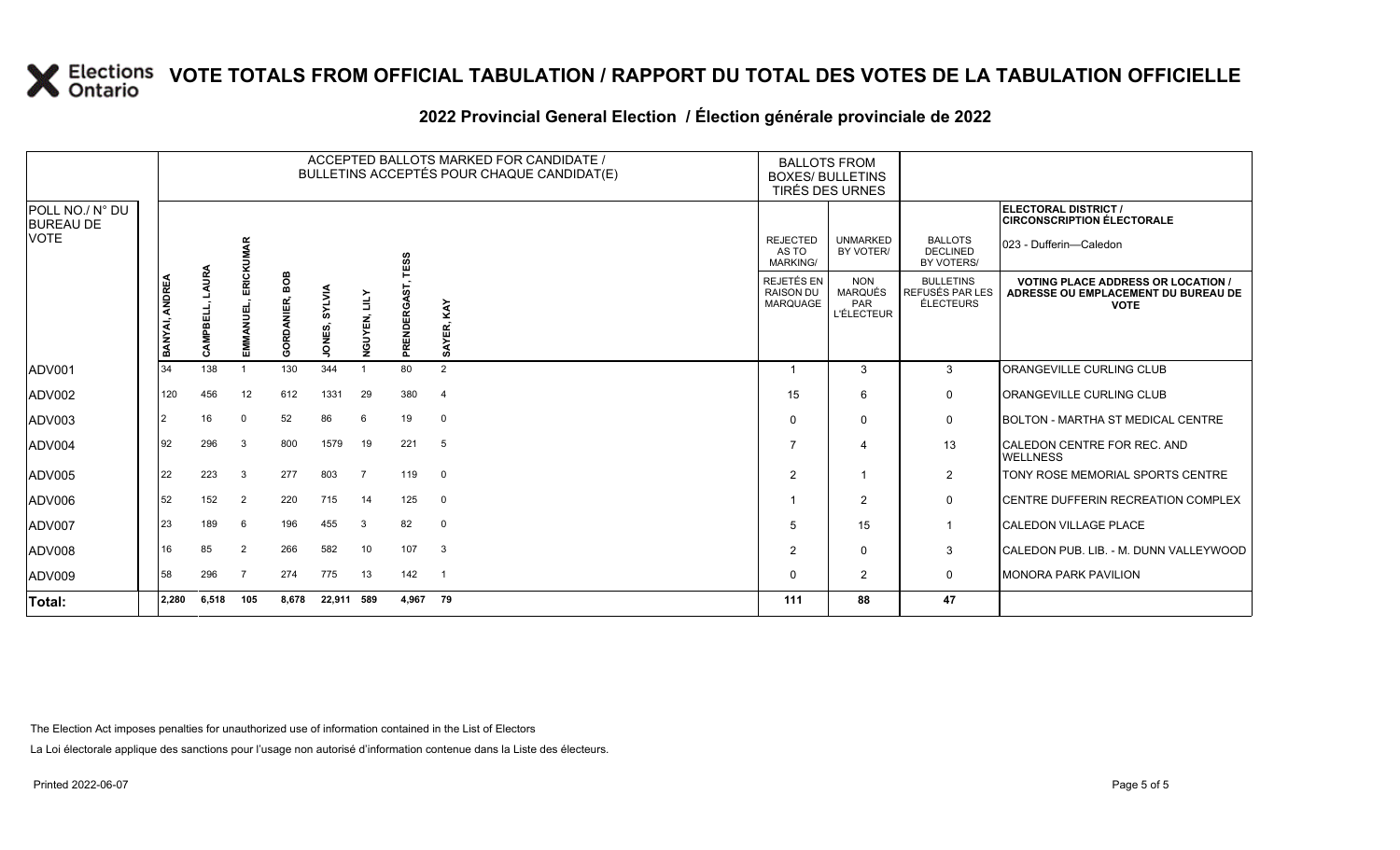# VOTE TOTALS FROM OFFICIAL TABULATION / RAPPORT DU TOTAL DES VOTES DE LA TABULATION OFFICIELLE

## 2022 Provincial General Election / Élection générale provinciale de 2022

| POLL NO./ N° DU BUREAU DE VOTE | ACCEPTED BALLOTS MARKED FOR CANDIDATE / BULLETINS ACCEPTÉS POUR CHAQUE CANDIDAT(E) | | | | | | | | BALLOTS FROM BOXES/ BULLETINS TIRÉS DES URNES | | | ELECTORAL DISTRICT / CIRCONSCRIPTION ÉLECTORALE 023 - Dufferin—Caledon |
|---|---|---|---|---|---|---|---|---|---|---|---|---|
| | BANYAI, ANDREA | CAMPBELL, LAURA | EMMANUEL, ERICKUMAR | GORDANIER, BOB | JONES, SYLVIA | NGUYEN, LILY | PRENDERGAST, TESS | SAYER, KAY | REJECTED AS TO MARKING/ REJETÉS EN RAISON DU MARQUAGE | UNMARKED BY VOTER/ NON MARQUÉS PAR L'ÉLECTEUR | BALLOTS DECLINED BY VOTERS/ BULLETINS REFUSÉS PAR LES ÉLECTEURS | VOTING PLACE ADDRESS OR LOCATION / ADRESSE OU EMPLACEMENT DU BUREAU DE VOTE |
| ADV001 | 34 | 138 | 1 | 130 | 344 | 1 | 80 | 2 | 1 | 3 | 3 | ORANGEVILLE CURLING CLUB |
| ADV002 | 120 | 456 | 12 | 612 | 1331 | 29 | 380 | 4 | 15 | 6 | 0 | ORANGEVILLE CURLING CLUB |
| ADV003 | 2 | 16 | 0 | 52 | 86 | 6 | 19 | 0 | 0 | 0 | 0 | BOLTON - MARTHA ST MEDICAL CENTRE |
| ADV004 | 92 | 296 | 3 | 800 | 1579 | 19 | 221 | 5 | 7 | 4 | 13 | CALEDON CENTRE FOR REC. AND WELLNESS |
| ADV005 | 22 | 223 | 3 | 277 | 803 | 7 | 119 | 0 | 2 | 1 | 2 | TONY ROSE MEMORIAL SPORTS CENTRE |
| ADV006 | 52 | 152 | 2 | 220 | 715 | 14 | 125 | 0 | 1 | 2 | 0 | CENTRE DUFFERIN RECREATION COMPLEX |
| ADV007 | 23 | 189 | 6 | 196 | 455 | 3 | 82 | 0 | 5 | 15 | 1 | CALEDON VILLAGE PLACE |
| ADV008 | 16 | 85 | 2 | 266 | 582 | 10 | 107 | 3 | 2 | 0 | 3 | CALEDON PUB. LIB. - M. DUNN VALLEYWOOD |
| ADV009 | 58 | 296 | 7 | 274 | 775 | 13 | 142 | 1 | 0 | 2 | 0 | MONORA PARK PAVILION |
| **Total:** | 2,280 | 6,518 | 105 | 8,678 | 22,911 | 589 | 4,967 | 79 | 111 | 88 | 47 | |

The Election Act imposes penalties for unauthorized use of information contained in the List of Electors

La Loi électorale applique des sanctions pour l'usage non autorisé d'information contenue dans la Liste des électeurs.

Printed 2022-06-07